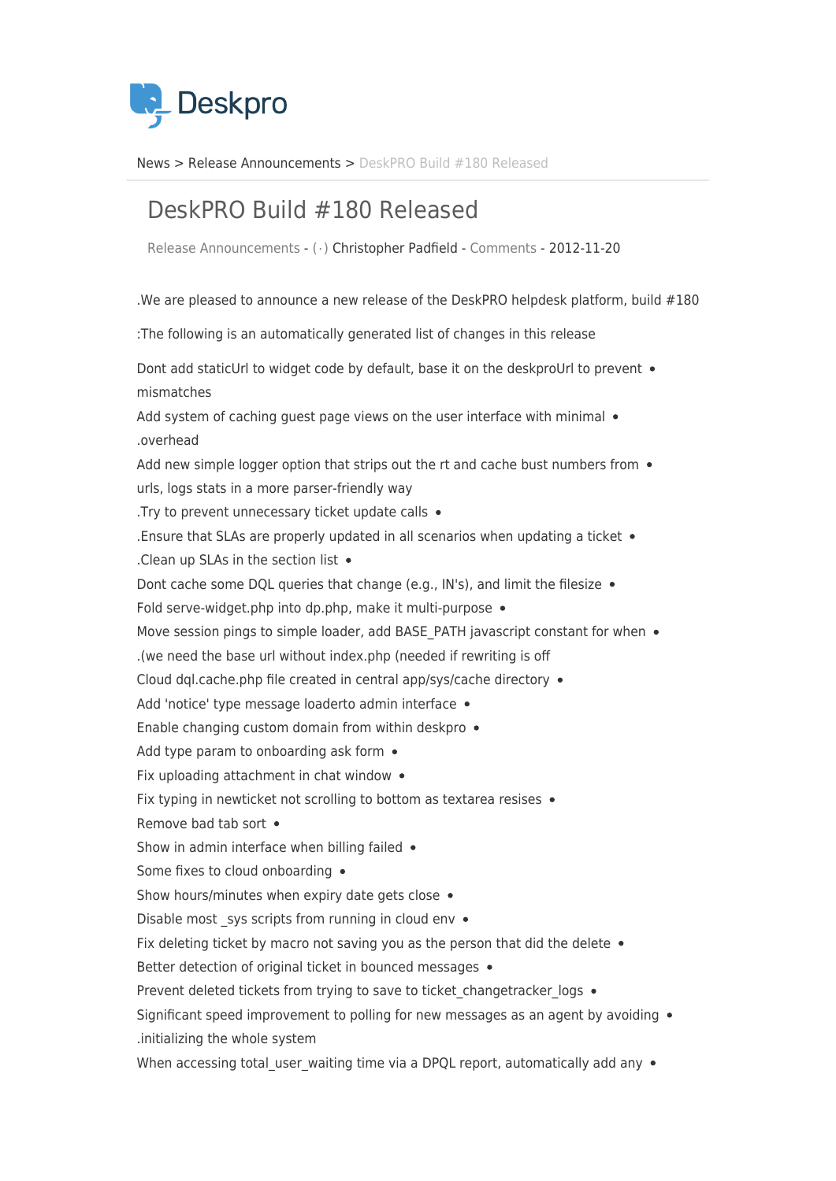Deskpro

News > Release Announcements > DeskPRO Build #180 Released

# DeskPRO Build #180 Released

Release Announcements - (·) Christopher Padfield - Comments - 2012-11-20

.We are pleased to announce a new release of the DeskPRO helpdesk platform, build #180

:The following is an automatically generated list of changes in this release

- Dont add staticUrl to widget code by default, base it on the deskproUrl to prevent mismatches
- Add system of caching guest page views on the user interface with minimal .overhead
- Add new simple logger option that strips out the rt and cache bust numbers from urls, logs stats in a more parser-friendly way
- .Try to prevent unnecessary ticket update calls
- .Ensure that SLAs are properly updated in all scenarios when updating a ticket
- .Clean up SLAs in the section list
- Dont cache some DQL queries that change (e.g., IN's), and limit the filesize
- Fold serve-widget.php into dp.php, make it multi-purpose
- Move session pings to simple loader, add BASE_PATH javascript constant for when .(we need the base url without index.php (needed if rewriting is off
- Cloud dql.cache.php file created in central app/sys/cache directory
- Add 'notice' type message loaderto admin interface
- Enable changing custom domain from within deskpro
- Add type param to onboarding ask form
- Fix uploading attachment in chat window
- Fix typing in newticket not scrolling to bottom as textarea resises
- Remove bad tab sort
- Show in admin interface when billing failed
- Some fixes to cloud onboarding
- Show hours/minutes when expiry date gets close
- Disable most _sys scripts from running in cloud env
- Fix deleting ticket by macro not saving you as the person that did the delete
- Better detection of original ticket in bounced messages
- Prevent deleted tickets from trying to save to ticket_changetracker_logs
- Significant speed improvement to polling for new messages as an agent by avoiding .initializing the whole system
- When accessing total_user_waiting time via a DPQL report, automatically add any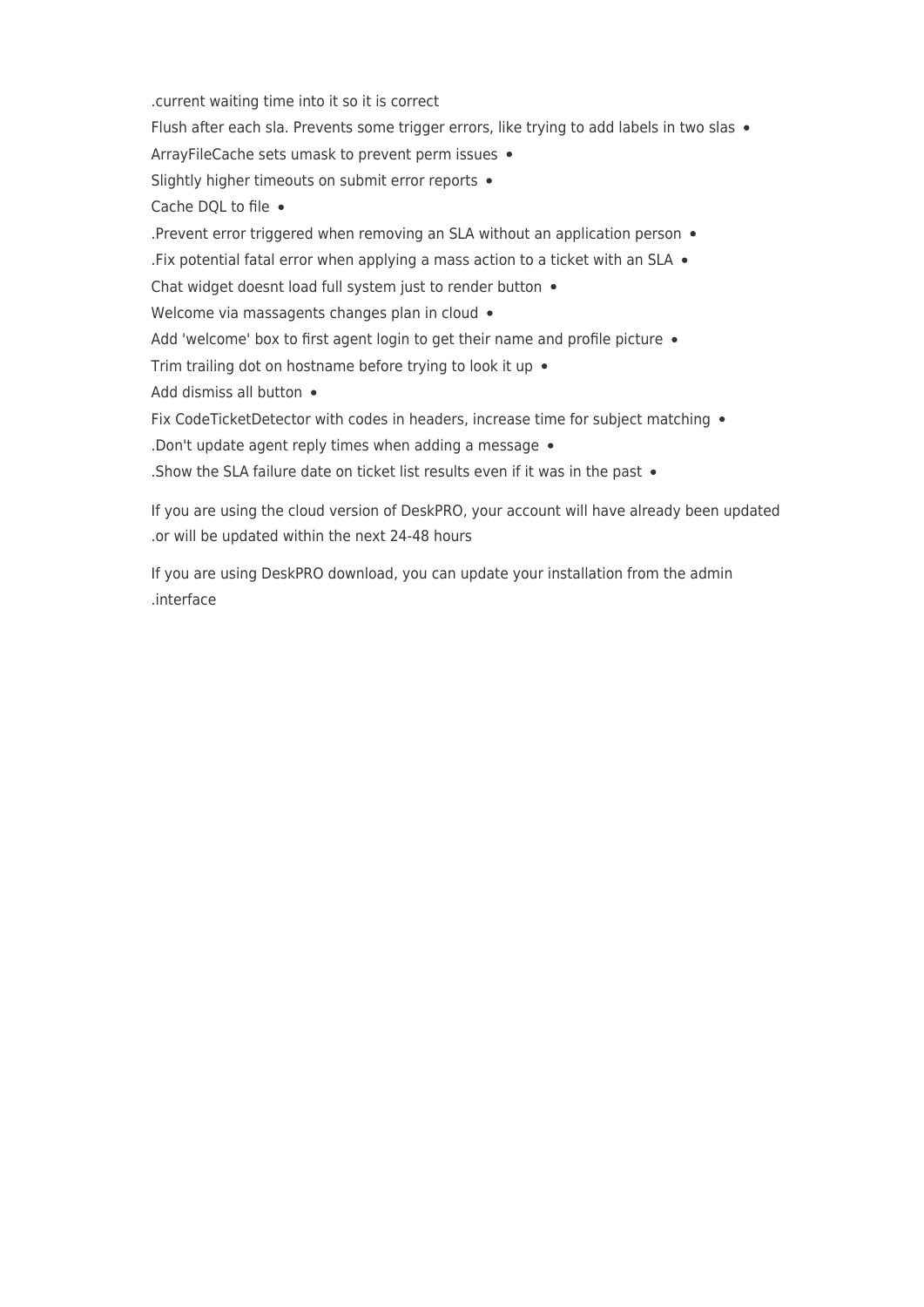.current waiting time into it so it is correct

- Flush after each sla. Prevents some trigger errors, like trying to add labels in two slas
- ArrayFileCache sets umask to prevent perm issues
- Slightly higher timeouts on submit error reports
- Cache DQL to file
- .Prevent error triggered when removing an SLA without an application person
- .Fix potential fatal error when applying a mass action to a ticket with an SLA
- Chat widget doesnt load full system just to render button
- Welcome via massagents changes plan in cloud
- Add 'welcome' box to first agent login to get their name and profile picture
- Trim trailing dot on hostname before trying to look it up
- Add dismiss all button
- Fix CodeTicketDetector with codes in headers, increase time for subject matching
- .Don't update agent reply times when adding a message
- .Show the SLA failure date on ticket list results even if it was in the past

If you are using the cloud version of DeskPRO, your account will have already been updated .or will be updated within the next 24-48 hours

If you are using DeskPRO download, you can update your installation from the admin .interface